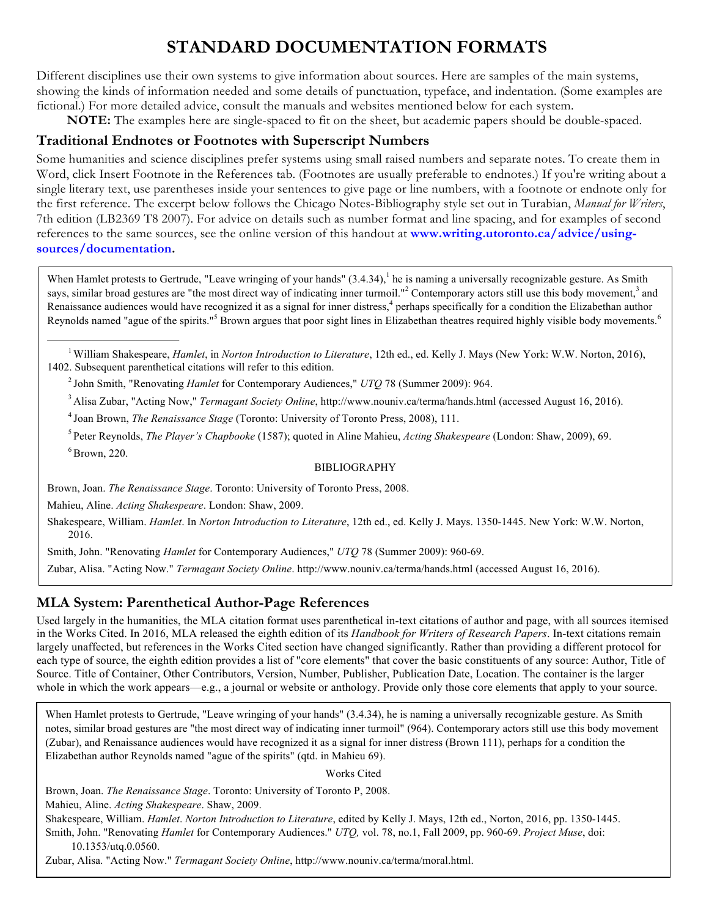# STANDARD DOCUMENTATION FORMATS

Different disciplines use their own systems to give information about sources. Here are samples of the main systems, showing the kinds of information needed and some details of punctuation, typeface, and indentation. (Some examples are fictional.) For more detailed advice, consult the manuals and websites mentioned below for each system.

**NOTE:** The examples here are single-spaced to fit on the sheet, but academic papers should be double-spaced.

## Traditional Endnotes or Footnotes with Superscript Numbers

Some humanities and science disciplines prefer systems using small raised numbers and separate notes. To create them in Word, click Insert Footnote in the References tab. (Footnotes are usually preferable to endnotes.) If you're writing about a single literary text, use parentheses inside your sentences to give page or line numbers, with a footnote or endnote only for the first reference. The excerpt below follows the Chicago Notes-Bibliography style set out in Turabian, *Manual for Writers*, 7th edition (LB2369 T8 2007). For advice on details such as number format and line spacing, and for examples of second references to the same sources, see the online version of this handout at **www.writing.utoronto.ca/advice/using-sources/documentation.**

When Hamlet protests to Gertrude, "Leave wringing of your hands" (3.4.34),[1] he is naming a universally recognizable gesture. As Smith says, similar broad gestures are "the most direct way of indicating inner turmoil."[2] Contemporary actors still use this body movement,[3] and Renaissance audiences would have recognized it as a signal for inner distress,[4] perhaps specifically for a condition the Elizabethan author Reynolds named "ague of the spirits."[5] Brown argues that poor sight lines in Elizabethan theatres required highly visible body movements.[6]

---

[1] William Shakespeare, *Hamlet*, in *Norton Introduction to Literature*, 12th ed., ed. Kelly J. Mays (New York: W.W. Norton, 2016), 1402. Subsequent parenthetical citations will refer to this edition.

[2] John Smith, "Renovating *Hamlet* for Contemporary Audiences," *UTQ* 78 (Summer 2009): 964.

[3] Alisa Zubar, "Acting Now," *Termagant Society Online*, http://www.nouniv.ca/terma/hands.html (accessed August 16, 2016).

[4] Joan Brown, *The Renaissance Stage* (Toronto: University of Toronto Press, 2008), 111.

[5] Peter Reynolds, *The Player's Chapbooke* (1587); quoted in Aline Mahieu, *Acting Shakespeare* (London: Shaw, 2009), 69.

[6] Brown, 220.

BIBLIOGRAPHY

Brown, Joan. *The Renaissance Stage*. Toronto: University of Toronto Press, 2008.

Mahieu, Aline. *Acting Shakespeare*. London: Shaw, 2009.

Shakespeare, William. *Hamlet*. In *Norton Introduction to Literature*, 12th ed., ed. Kelly J. Mays. 1350-1445. New York: W.W. Norton, 2016.

Smith, John. "Renovating *Hamlet* for Contemporary Audiences," *UTQ* 78 (Summer 2009): 960-69.

Zubar, Alisa. "Acting Now." *Termagant Society Online*. http://www.nouniv.ca/terma/hands.html (accessed August 16, 2016).

## MLA System: Parenthetical Author-Page References

Used largely in the humanities, the MLA citation format uses parenthetical in-text citations of author and page, with all sources itemised in the Works Cited. In 2016, MLA released the eighth edition of its *Handbook for Writers of Research Papers*. In-text citations remain largely unaffected, but references in the Works Cited section have changed significantly. Rather than providing a different protocol for each type of source, the eighth edition provides a list of "core elements" that cover the basic constituents of any source: Author, Title of Source. Title of Container, Other Contributors, Version, Number, Publisher, Publication Date, Location. The container is the larger whole in which the work appears—e.g., a journal or website or anthology. Provide only those core elements that apply to your source.

When Hamlet protests to Gertrude, "Leave wringing of your hands" (3.4.34), he is naming a universally recognizable gesture. As Smith notes, similar broad gestures are "the most direct way of indicating inner turmoil" (964). Contemporary actors still use this body movement (Zubar), and Renaissance audiences would have recognized it as a signal for inner distress (Brown 111), perhaps for a condition the Elizabethan author Reynolds named "ague of the spirits" (qtd. in Mahieu 69).

Works Cited

Brown, Joan. *The Renaissance Stage*. Toronto: University of Toronto P, 2008.

Mahieu, Aline. *Acting Shakespeare*. Shaw, 2009.

Shakespeare, William. *Hamlet*. *Norton Introduction to Literature*, edited by Kelly J. Mays, 12th ed., Norton, 2016, pp. 1350-1445.

Smith, John. "Renovating *Hamlet* for Contemporary Audiences." *UTQ,* vol. 78, no.1, Fall 2009, pp. 960-69. *Project Muse*, doi: 10.1353/utq.0.0560.

Zubar, Alisa. "Acting Now." *Termagant Society Online*, http://www.nouniv.ca/terma/moral.html.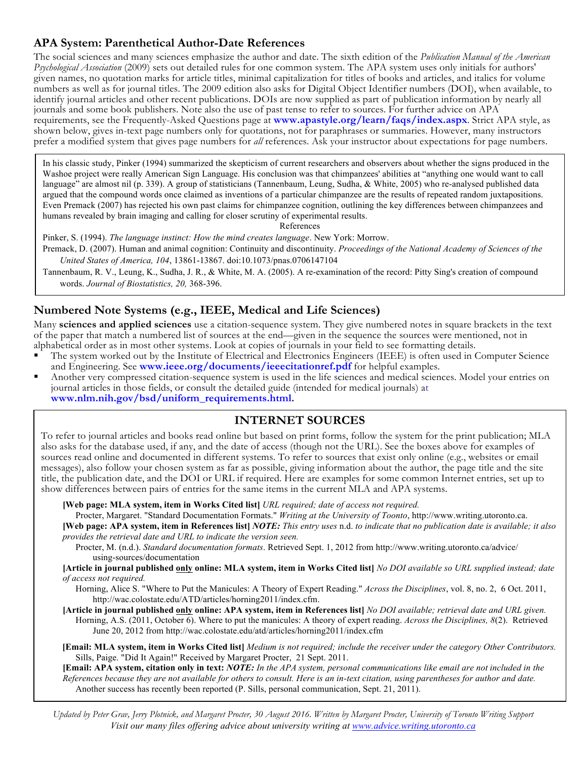## APA System: Parenthetical Author-Date References

The social sciences and many sciences emphasize the author and date. The sixth edition of the *Publication Manual of the American Psychological Association* (2009) sets out detailed rules for one common system. The APA system uses only initials for authors' given names, no quotation marks for article titles, minimal capitalization for titles of books and articles, and italics for volume numbers as well as for journal titles. The 2009 edition also asks for Digital Object Identifier numbers (DOI), when available, to identify journal articles and other recent publications. DOIs are now supplied as part of publication information by nearly all journals and some book publishers. Note also the use of past tense to refer to sources. For further advice on APA requirements, see the Frequently-Asked Questions page at **www.apastyle.org/learn/faqs/index.aspx**. Strict APA style, as shown below, gives in-text page numbers only for quotations, not for paraphrases or summaries. However, many instructors prefer a modified system that gives page numbers for *all* references. Ask your instructor about expectations for page numbers.

> In his classic study, Pinker (1994) summarized the skepticism of current researchers and observers about whether the signs produced in the Washoe project were really American Sign Language. His conclusion was that chimpanzees' abilities at "anything one would want to call language" are almost nil (p. 339). A group of statisticians (Tannenbaum, Leung, Sudha, & White, 2005) who re-analysed published data argued that the compound words once claimed as inventions of a particular chimpanzee are the results of repeated random juxtapositions. Even Premack (2007) has rejected his own past claims for chimpanzee cognition, outlining the key differences between chimpanzees and humans revealed by brain imaging and calling for closer scrutiny of experimental results.
>
> References
>
> Pinker, S. (1994). *The language instinct: How the mind creates language*. New York: Morrow.
>
> Premack, D. (2007). Human and animal cognition: Continuity and discontinuity. *Proceedings of the National Academy of Sciences of the United States of America, 104*, 13861-13867. doi:10.1073/pnas.0706147104
>
> Tannenbaum, R. V., Leung, K., Sudha, J. R., & White, M. A. (2005). A re-examination of the record: Pitty Sing's creation of compound words. *Journal of Biostatistics, 20,* 368-396.

## Numbered Note Systems (e.g., IEEE, Medical and Life Sciences)

Many **sciences and applied sciences** use a citation-sequence system. They give numbered notes in square brackets in the text of the paper that match a numbered list of sources at the end—given in the sequence the sources were mentioned, not in alphabetical order as in most other systems. Look at copies of journals in your field to see formatting details.

- The system worked out by the Institute of Electrical and Electronics Engineers (IEEE) is often used in Computer Science and Engineering. See **www.ieee.org/documents/ieeecitationref.pdf** for helpful examples.
- Another very compressed citation-sequence system is used in the life sciences and medical sciences. Model your entries on journal articles in those fields, or consult the detailed guide (intended for medical journals) at **www.nlm.nih.gov/bsd/uniform_requirements.html.**

## INTERNET SOURCES

To refer to journal articles and books read online but based on print forms, follow the system for the print publication; MLA also asks for the database used, if any, and the date of access (though not the URL). See the boxes above for examples of sources read online and documented in different systems. To refer to sources that exist only online (e.g., websites or email messages), also follow your chosen system as far as possible, giving information about the author, the page title and the site title, the publication date, and the DOI or URL if required. Here are examples for some common Internet entries, set up to show differences between pairs of entries for the same items in the current MLA and APA systems.

**[Web page: MLA system, item in Works Cited list]** *URL required; date of access not required.*

Procter, Margaret. "Standard Documentation Formats." *Writing at the University of Toonto*, http://www.writing.utoronto.ca.

**[Web page: APA system, item in References list]** ***NOTE:*** *This entry uses* n.d. *to indicate that no publication date is available; it also provides the retrieval date and URL to indicate the version seen.*

Procter, M. (n.d.). *Standard documentation formats*. Retrieved Sept. 1, 2012 from http://www.writing.utoronto.ca/advice/using-sources/documentation

**[Article in journal published only online: MLA system, item in Works Cited list]** *No DOI available so URL supplied instead; date of access not required.*

Horning, Alice S. "Where to Put the Manicules: A Theory of Expert Reading." *Across the Disciplines*, vol. 8, no. 2, 6 Oct. 2011, http://wac.colostate.edu/ATD/articles/horning2011/index.cfm.

**[Article in journal published only online: APA system, item in References list]** *No DOI available; retrieval date and URL given.*

Horning, A.S. (2011, October 6). Where to put the manicules: A theory of expert reading. *Across the Disciplines, 8*(2). Retrieved June 20, 2012 from http://wac.colostate.edu/atd/articles/horning2011/index.cfm

**[Email: MLA system, item in Works Cited list]** *Medium is not required; include the receiver under the category Other Contributors.*

Sills, Paige. "Did It Again!" Received by Margaret Procter, 21 Sept. 2011.

**[Email: APA system, citation only in text:** ***NOTE:*** *In the APA system, personal communications like email are not included in the References because they are not available for others to consult. Here is an in-text citation, using parentheses for author and date.*

Another success has recently been reported (P. Sills, personal communication, Sept. 21, 2011).

*Updated by Peter Grav, Jerry Plotnick, and Margaret Procter, 30 August 2016. Written by Margaret Procter, University of Toronto Writing Support*
*Visit our many files offering advice about university writing at www.advice.writing.utoronto.ca*